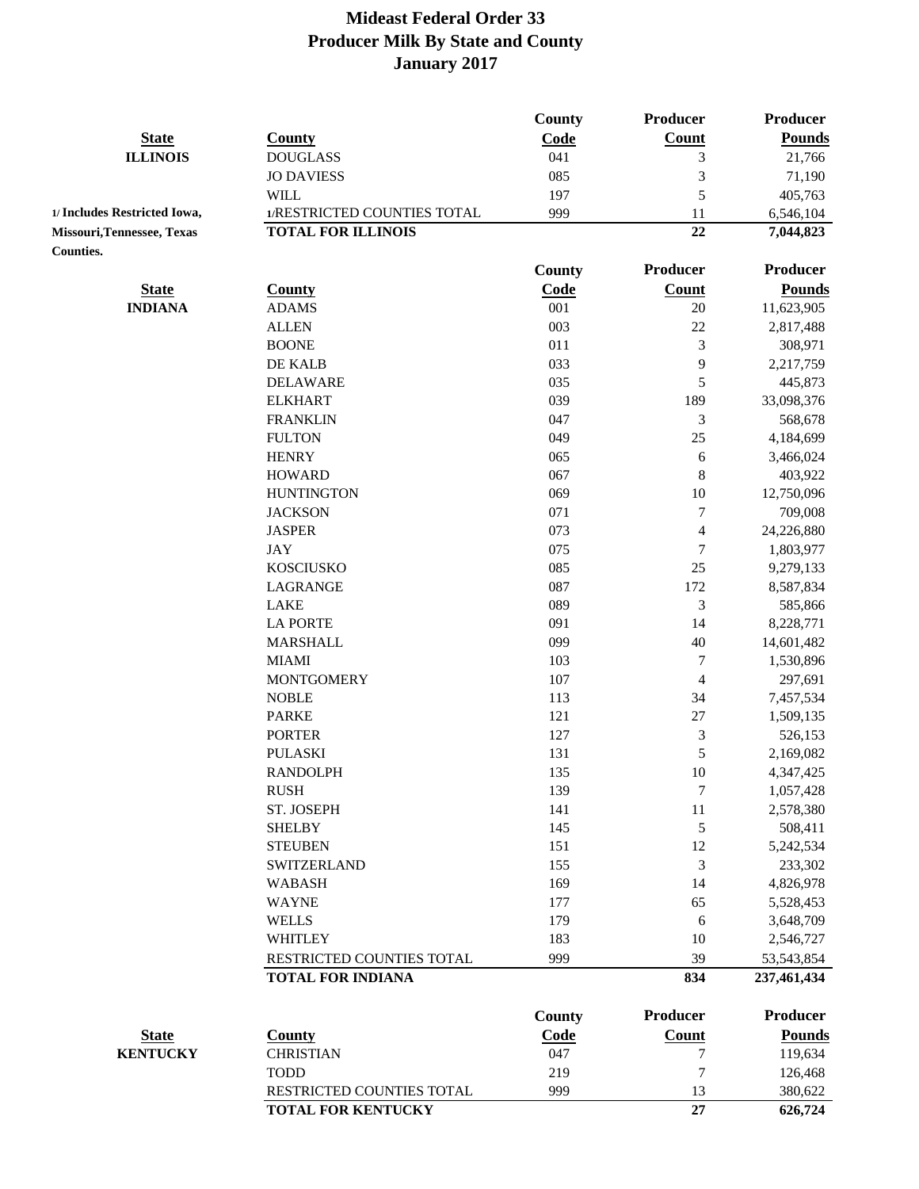# Mideast Federal Order 33
## Producer Milk By State and County
## January 2017

| State | County | County Code | Producer Count | Producer Pounds |
|---|---|---|---|---|
| **ILLINOIS** | DOUGLASS | 041 | 3 | 21,766 |
| | JO DAVIESS | 085 | 3 | 71,190 |
| | WILL | 197 | 5 | 405,763 |
| 1/ Includes Restricted Iowa, Missouri, Tennessee, Texas Counties. | 1/RESTRICTED COUNTIES TOTAL | 999 | 11 | 6,546,104 |
| | **TOTAL FOR ILLINOIS** | | **22** | **7,044,823** |

| State | County | County Code | Producer Count | Producer Pounds |
|---|---|---|---|---|
| **INDIANA** | ADAMS | 001 | 20 | 11,623,905 |
| | ALLEN | 003 | 22 | 2,817,488 |
| | BOONE | 011 | 3 | 308,971 |
| | DE KALB | 033 | 9 | 2,217,759 |
| | DELAWARE | 035 | 5 | 445,873 |
| | ELKHART | 039 | 189 | 33,098,376 |
| | FRANKLIN | 047 | 3 | 568,678 |
| | FULTON | 049 | 25 | 4,184,699 |
| | HENRY | 065 | 6 | 3,466,024 |
| | HOWARD | 067 | 8 | 403,922 |
| | HUNTINGTON | 069 | 10 | 12,750,096 |
| | JACKSON | 071 | 7 | 709,008 |
| | JASPER | 073 | 4 | 24,226,880 |
| | JAY | 075 | 7 | 1,803,977 |
| | KOSCIUSKO | 085 | 25 | 9,279,133 |
| | LAGRANGE | 087 | 172 | 8,587,834 |
| | LAKE | 089 | 3 | 585,866 |
| | LA PORTE | 091 | 14 | 8,228,771 |
| | MARSHALL | 099 | 40 | 14,601,482 |
| | MIAMI | 103 | 7 | 1,530,896 |
| | MONTGOMERY | 107 | 4 | 297,691 |
| | NOBLE | 113 | 34 | 7,457,534 |
| | PARKE | 121 | 27 | 1,509,135 |
| | PORTER | 127 | 3 | 526,153 |
| | PULASKI | 131 | 5 | 2,169,082 |
| | RANDOLPH | 135 | 10 | 4,347,425 |
| | RUSH | 139 | 7 | 1,057,428 |
| | ST. JOSEPH | 141 | 11 | 2,578,380 |
| | SHELBY | 145 | 5 | 508,411 |
| | STEUBEN | 151 | 12 | 5,242,534 |
| | SWITZERLAND | 155 | 3 | 233,302 |
| | WABASH | 169 | 14 | 4,826,978 |
| | WAYNE | 177 | 65 | 5,528,453 |
| | WELLS | 179 | 6 | 3,648,709 |
| | WHITLEY | 183 | 10 | 2,546,727 |
| | RESTRICTED COUNTIES TOTAL | 999 | 39 | 53,543,854 |
| | **TOTAL FOR INDIANA** | | **834** | **237,461,434** |

| State | County | County Code | Producer Count | Producer Pounds |
|---|---|---|---|---|
| **KENTUCKY** | CHRISTIAN | 047 | 7 | 119,634 |
| | TODD | 219 | 7 | 126,468 |
| | RESTRICTED COUNTIES TOTAL | 999 | 13 | 380,622 |
| | **TOTAL FOR KENTUCKY** | | **27** | **626,724** |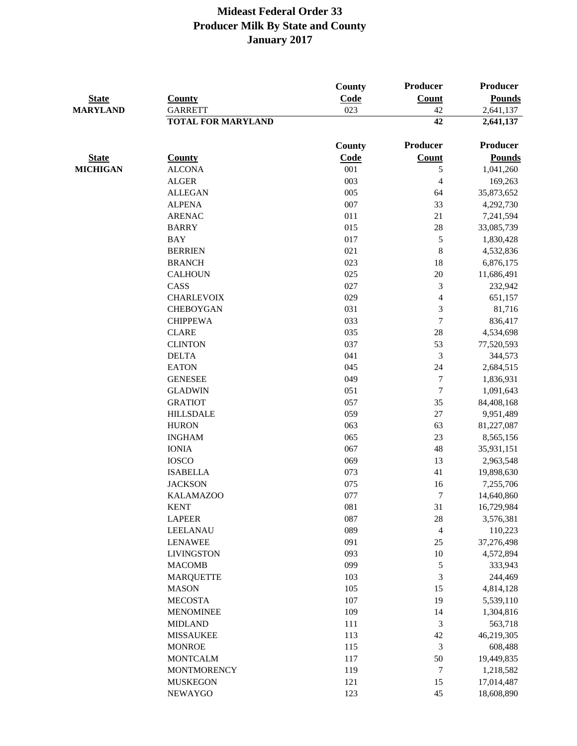# Mideast Federal Order 33
# Producer Milk By State and County
# January 2017

| State | County | County Code | Producer Count | Producer Pounds |
|---|---|---|---|---|
| **MARYLAND** | GARRETT | 023 | 42 | 2,641,137 |
| | **TOTAL FOR MARYLAND** | | **42** | **2,641,137** |

| State | County | County Code | Producer Count | Producer Pounds |
|---|---|---|---|---|
| **MICHIGAN** | ALCONA | 001 | 5 | 1,041,260 |
| | ALGER | 003 | 4 | 169,263 |
| | ALLEGAN | 005 | 64 | 35,873,652 |
| | ALPENA | 007 | 33 | 4,292,730 |
| | ARENAC | 011 | 21 | 7,241,594 |
| | BARRY | 015 | 28 | 33,085,739 |
| | BAY | 017 | 5 | 1,830,428 |
| | BERRIEN | 021 | 8 | 4,532,836 |
| | BRANCH | 023 | 18 | 6,876,175 |
| | CALHOUN | 025 | 20 | 11,686,491 |
| | CASS | 027 | 3 | 232,942 |
| | CHARLEVOIX | 029 | 4 | 651,157 |
| | CHEBOYGAN | 031 | 3 | 81,716 |
| | CHIPPEWA | 033 | 7 | 836,417 |
| | CLARE | 035 | 28 | 4,534,698 |
| | CLINTON | 037 | 53 | 77,520,593 |
| | DELTA | 041 | 3 | 344,573 |
| | EATON | 045 | 24 | 2,684,515 |
| | GENESEE | 049 | 7 | 1,836,931 |
| | GLADWIN | 051 | 7 | 1,091,643 |
| | GRATIOT | 057 | 35 | 84,408,168 |
| | HILLSDALE | 059 | 27 | 9,951,489 |
| | HURON | 063 | 63 | 81,227,087 |
| | INGHAM | 065 | 23 | 8,565,156 |
| | IONIA | 067 | 48 | 35,931,151 |
| | IOSCO | 069 | 13 | 2,963,548 |
| | ISABELLA | 073 | 41 | 19,898,630 |
| | JACKSON | 075 | 16 | 7,255,706 |
| | KALAMAZOO | 077 | 7 | 14,640,860 |
| | KENT | 081 | 31 | 16,729,984 |
| | LAPEER | 087 | 28 | 3,576,381 |
| | LEELANAU | 089 | 4 | 110,223 |
| | LENAWEE | 091 | 25 | 37,276,498 |
| | LIVINGSTON | 093 | 10 | 4,572,894 |
| | MACOMB | 099 | 5 | 333,943 |
| | MARQUETTE | 103 | 3 | 244,469 |
| | MASON | 105 | 15 | 4,814,128 |
| | MECOSTA | 107 | 19 | 5,539,110 |
| | MENOMINEE | 109 | 14 | 1,304,816 |
| | MIDLAND | 111 | 3 | 563,718 |
| | MISSAUKEE | 113 | 42 | 46,219,305 |
| | MONROE | 115 | 3 | 608,488 |
| | MONTCALM | 117 | 50 | 19,449,835 |
| | MONTMORENCY | 119 | 7 | 1,218,582 |
| | MUSKEGON | 121 | 15 | 17,014,487 |
| | NEWAYGO | 123 | 45 | 18,608,890 |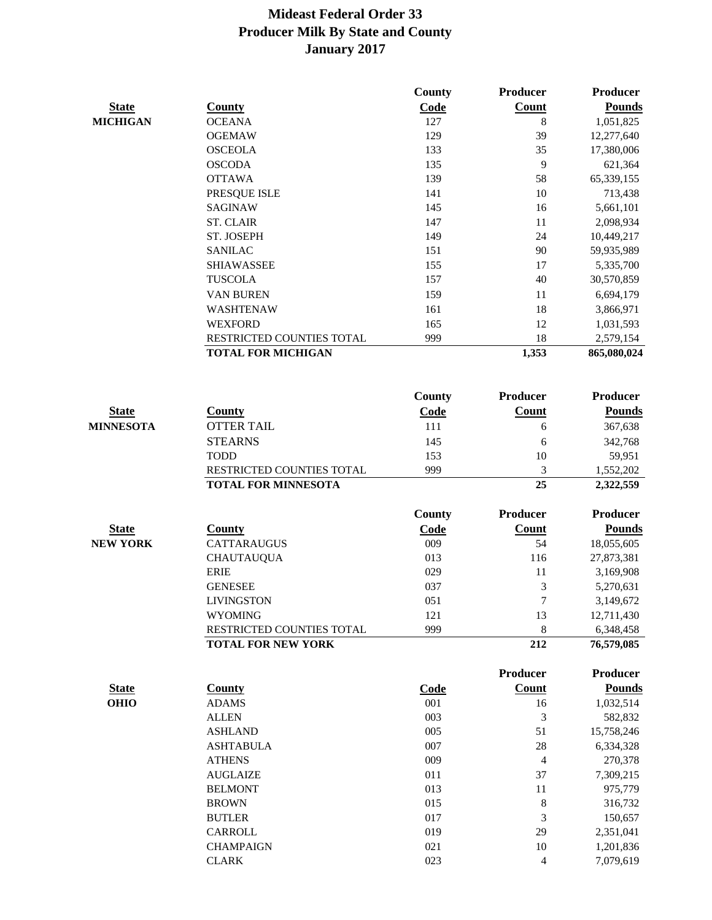# Mideast Federal Order 33
## Producer Milk By State and County
## January 2017

| State | County | County Code | Producer Count | Producer Pounds |
|---|---|---|---|---|
| MICHIGAN | OCEANA | 127 | 8 | 1,051,825 |
| | OGEMAW | 129 | 39 | 12,277,640 |
| | OSCEOLA | 133 | 35 | 17,380,006 |
| | OSCODA | 135 | 9 | 621,364 |
| | OTTAWA | 139 | 58 | 65,339,155 |
| | PRESQUE ISLE | 141 | 10 | 713,438 |
| | SAGINAW | 145 | 16 | 5,661,101 |
| | ST. CLAIR | 147 | 11 | 2,098,934 |
| | ST. JOSEPH | 149 | 24 | 10,449,217 |
| | SANILAC | 151 | 90 | 59,935,989 |
| | SHIAWASSEE | 155 | 17 | 5,335,700 |
| | TUSCOLA | 157 | 40 | 30,570,859 |
| | VAN BUREN | 159 | 11 | 6,694,179 |
| | WASHTENAW | 161 | 18 | 3,866,971 |
| | WEXFORD | 165 | 12 | 1,031,593 |
| | RESTRICTED COUNTIES TOTAL | 999 | 18 | 2,579,154 |
| | **TOTAL FOR MICHIGAN** | | **1,353** | **865,080,024** |

| State | County | County Code | Producer Count | Producer Pounds |
|---|---|---|---|---|
| MINNESOTA | OTTER TAIL | 111 | 6 | 367,638 |
| | STEARNS | 145 | 6 | 342,768 |
| | TODD | 153 | 10 | 59,951 |
| | RESTRICTED COUNTIES TOTAL | 999 | 3 | 1,552,202 |
| | **TOTAL FOR MINNESOTA** | | **25** | **2,322,559** |

| State | County | County Code | Producer Count | Producer Pounds |
|---|---|---|---|---|
| NEW YORK | CATTARAUGUS | 009 | 54 | 18,055,605 |
| | CHAUTAUQUA | 013 | 116 | 27,873,381 |
| | ERIE | 029 | 11 | 3,169,908 |
| | GENESEE | 037 | 3 | 5,270,631 |
| | LIVINGSTON | 051 | 7 | 3,149,672 |
| | WYOMING | 121 | 13 | 12,711,430 |
| | RESTRICTED COUNTIES TOTAL | 999 | 8 | 6,348,458 |
| | **TOTAL FOR NEW YORK** | | **212** | **76,579,085** |

| State | County | Code | Producer Count | Producer Pounds |
|---|---|---|---|---|
| OHIO | ADAMS | 001 | 16 | 1,032,514 |
| | ALLEN | 003 | 3 | 582,832 |
| | ASHLAND | 005 | 51 | 15,758,246 |
| | ASHTABULA | 007 | 28 | 6,334,328 |
| | ATHENS | 009 | 4 | 270,378 |
| | AUGLAIZE | 011 | 37 | 7,309,215 |
| | BELMONT | 013 | 11 | 975,779 |
| | BROWN | 015 | 8 | 316,732 |
| | BUTLER | 017 | 3 | 150,657 |
| | CARROLL | 019 | 29 | 2,351,041 |
| | CHAMPAIGN | 021 | 10 | 1,201,836 |
| | CLARK | 023 | 4 | 7,079,619 |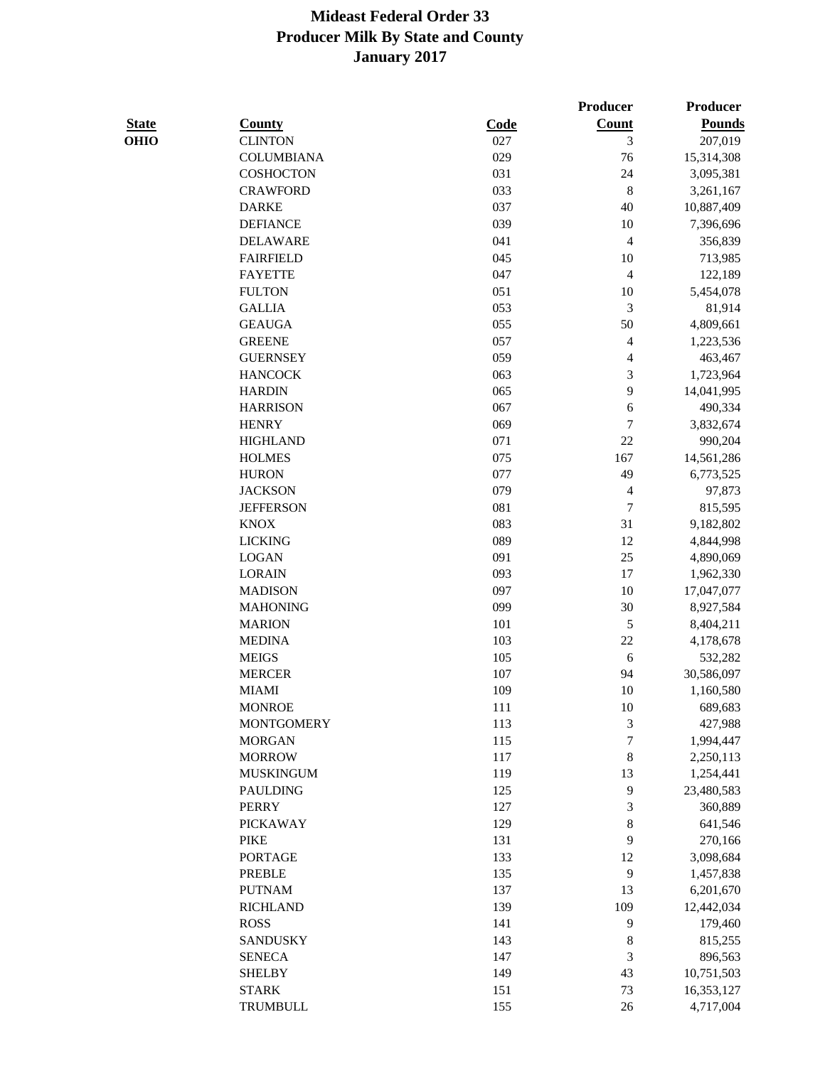# Mideast Federal Order 33
## Producer Milk By State and County
## January 2017

| State | County | Code | Producer Count | Producer Pounds |
|---|---|---|---|---|
| OHIO | CLINTON | 027 | 3 | 207,019 |
| | COLUMBIANA | 029 | 76 | 15,314,308 |
| | COSHOCTON | 031 | 24 | 3,095,381 |
| | CRAWFORD | 033 | 8 | 3,261,167 |
| | DARKE | 037 | 40 | 10,887,409 |
| | DEFIANCE | 039 | 10 | 7,396,696 |
| | DELAWARE | 041 | 4 | 356,839 |
| | FAIRFIELD | 045 | 10 | 713,985 |
| | FAYETTE | 047 | 4 | 122,189 |
| | FULTON | 051 | 10 | 5,454,078 |
| | GALLIA | 053 | 3 | 81,914 |
| | GEAUGA | 055 | 50 | 4,809,661 |
| | GREENE | 057 | 4 | 1,223,536 |
| | GUERNSEY | 059 | 4 | 463,467 |
| | HANCOCK | 063 | 3 | 1,723,964 |
| | HARDIN | 065 | 9 | 14,041,995 |
| | HARRISON | 067 | 6 | 490,334 |
| | HENRY | 069 | 7 | 3,832,674 |
| | HIGHLAND | 071 | 22 | 990,204 |
| | HOLMES | 075 | 167 | 14,561,286 |
| | HURON | 077 | 49 | 6,773,525 |
| | JACKSON | 079 | 4 | 97,873 |
| | JEFFERSON | 081 | 7 | 815,595 |
| | KNOX | 083 | 31 | 9,182,802 |
| | LICKING | 089 | 12 | 4,844,998 |
| | LOGAN | 091 | 25 | 4,890,069 |
| | LORAIN | 093 | 17 | 1,962,330 |
| | MADISON | 097 | 10 | 17,047,077 |
| | MAHONING | 099 | 30 | 8,927,584 |
| | MARION | 101 | 5 | 8,404,211 |
| | MEDINA | 103 | 22 | 4,178,678 |
| | MEIGS | 105 | 6 | 532,282 |
| | MERCER | 107 | 94 | 30,586,097 |
| | MIAMI | 109 | 10 | 1,160,580 |
| | MONROE | 111 | 10 | 689,683 |
| | MONTGOMERY | 113 | 3 | 427,988 |
| | MORGAN | 115 | 7 | 1,994,447 |
| | MORROW | 117 | 8 | 2,250,113 |
| | MUSKINGUM | 119 | 13 | 1,254,441 |
| | PAULDING | 125 | 9 | 23,480,583 |
| | PERRY | 127 | 3 | 360,889 |
| | PICKAWAY | 129 | 8 | 641,546 |
| | PIKE | 131 | 9 | 270,166 |
| | PORTAGE | 133 | 12 | 3,098,684 |
| | PREBLE | 135 | 9 | 1,457,838 |
| | PUTNAM | 137 | 13 | 6,201,670 |
| | RICHLAND | 139 | 109 | 12,442,034 |
| | ROSS | 141 | 9 | 179,460 |
| | SANDUSKY | 143 | 8 | 815,255 |
| | SENECA | 147 | 3 | 896,563 |
| | SHELBY | 149 | 43 | 10,751,503 |
| | STARK | 151 | 73 | 16,353,127 |
| | TRUMBULL | 155 | 26 | 4,717,004 |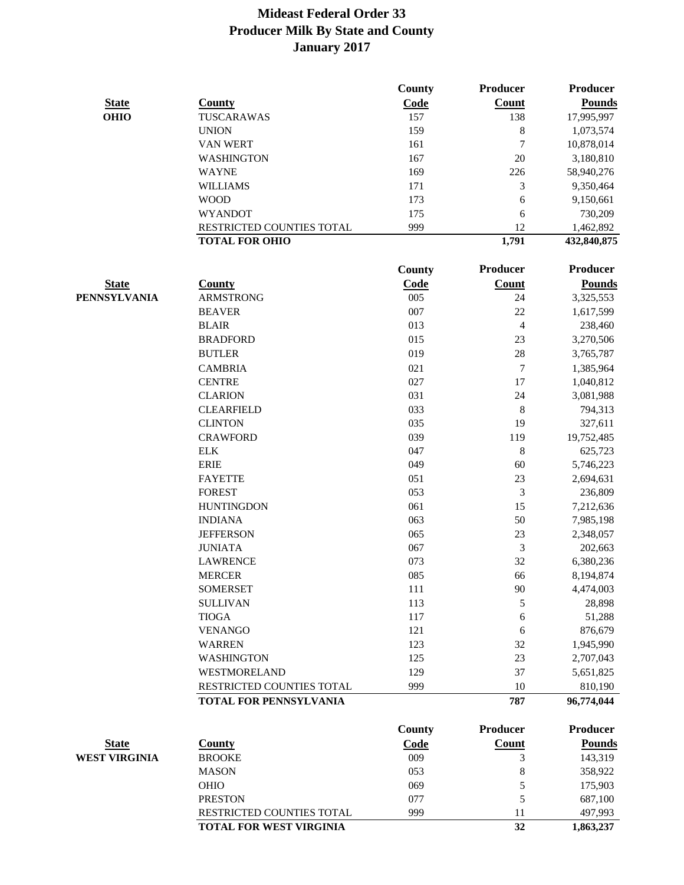# Mideast Federal Order 33
## Producer Milk By State and County
## January 2017

| State | County | County Code | Producer Count | Producer Pounds |
|---|---|---|---|---|
| **OHIO** | TUSCARAWAS | 157 | 138 | 17,995,997 |
| | UNION | 159 | 8 | 1,073,574 |
| | VAN WERT | 161 | 7 | 10,878,014 |
| | WASHINGTON | 167 | 20 | 3,180,810 |
| | WAYNE | 169 | 226 | 58,940,276 |
| | WILLIAMS | 171 | 3 | 9,350,464 |
| | WOOD | 173 | 6 | 9,150,661 |
| | WYANDOT | 175 | 6 | 730,209 |
| | RESTRICTED COUNTIES TOTAL | 999 | 12 | 1,462,892 |
| | **TOTAL FOR OHIO** | | **1,791** | **432,840,875** |

| State | County | County Code | Producer Count | Producer Pounds |
|---|---|---|---|---|
| **PENNSYLVANIA** | ARMSTRONG | 005 | 24 | 3,325,553 |
| | BEAVER | 007 | 22 | 1,617,599 |
| | BLAIR | 013 | 4 | 238,460 |
| | BRADFORD | 015 | 23 | 3,270,506 |
| | BUTLER | 019 | 28 | 3,765,787 |
| | CAMBRIA | 021 | 7 | 1,385,964 |
| | CENTRE | 027 | 17 | 1,040,812 |
| | CLARION | 031 | 24 | 3,081,988 |
| | CLEARFIELD | 033 | 8 | 794,313 |
| | CLINTON | 035 | 19 | 327,611 |
| | CRAWFORD | 039 | 119 | 19,752,485 |
| | ELK | 047 | 8 | 625,723 |
| | ERIE | 049 | 60 | 5,746,223 |
| | FAYETTE | 051 | 23 | 2,694,631 |
| | FOREST | 053 | 3 | 236,809 |
| | HUNTINGDON | 061 | 15 | 7,212,636 |
| | INDIANA | 063 | 50 | 7,985,198 |
| | JEFFERSON | 065 | 23 | 2,348,057 |
| | JUNIATA | 067 | 3 | 202,663 |
| | LAWRENCE | 073 | 32 | 6,380,236 |
| | MERCER | 085 | 66 | 8,194,874 |
| | SOMERSET | 111 | 90 | 4,474,003 |
| | SULLIVAN | 113 | 5 | 28,898 |
| | TIOGA | 117 | 6 | 51,288 |
| | VENANGO | 121 | 6 | 876,679 |
| | WARREN | 123 | 32 | 1,945,990 |
| | WASHINGTON | 125 | 23 | 2,707,043 |
| | WESTMORELAND | 129 | 37 | 5,651,825 |
| | RESTRICTED COUNTIES TOTAL | 999 | 10 | 810,190 |
| | **TOTAL FOR PENNSYLVANIA** | | **787** | **96,774,044** |

| State | County | County Code | Producer Count | Producer Pounds |
|---|---|---|---|---|
| **WEST VIRGINIA** | BROOKE | 009 | 3 | 143,319 |
| | MASON | 053 | 8 | 358,922 |
| | OHIO | 069 | 5 | 175,903 |
| | PRESTON | 077 | 5 | 687,100 |
| | RESTRICTED COUNTIES TOTAL | 999 | 11 | 497,993 |
| | **TOTAL FOR WEST VIRGINIA** | | **32** | **1,863,237** |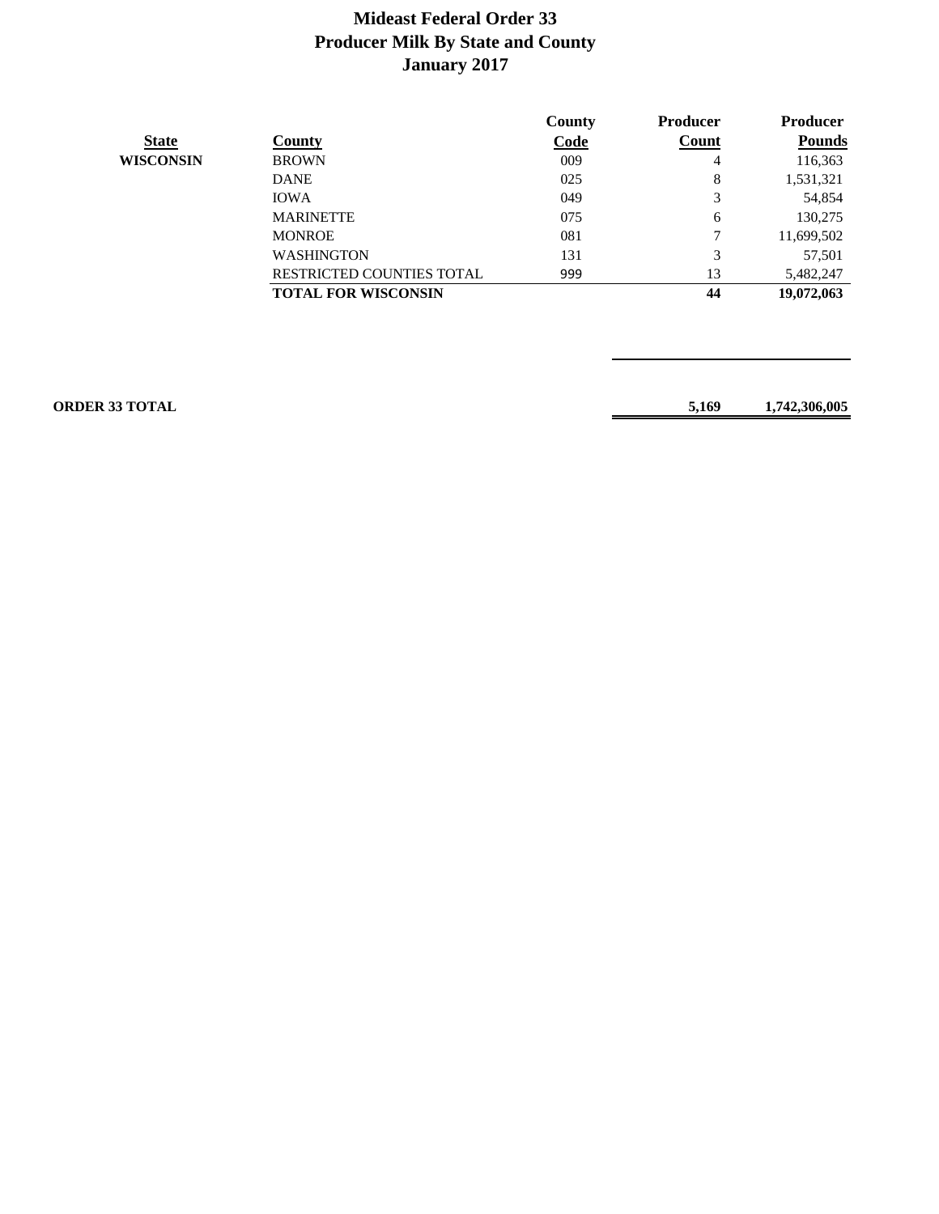# Mideast Federal Order 33
## Producer Milk By State and County
## January 2017

| State | County | County Code | Producer Count | Producer Pounds |
|---|---|---|---|---|
| **WISCONSIN** | BROWN | 009 | 4 | 116,363 |
| | DANE | 025 | 8 | 1,531,321 |
| | IOWA | 049 | 3 | 54,854 |
| | MARINETTE | 075 | 6 | 130,275 |
| | MONROE | 081 | 7 | 11,699,502 |
| | WASHINGTON | 131 | 3 | 57,501 |
| | RESTRICTED COUNTIES TOTAL | 999 | 13 | 5,482,247 |
| | **TOTAL FOR WISCONSIN** | | **44** | **19,072,063** |
| **ORDER 33 TOTAL** | | | **5,169** | **1,742,306,005** |